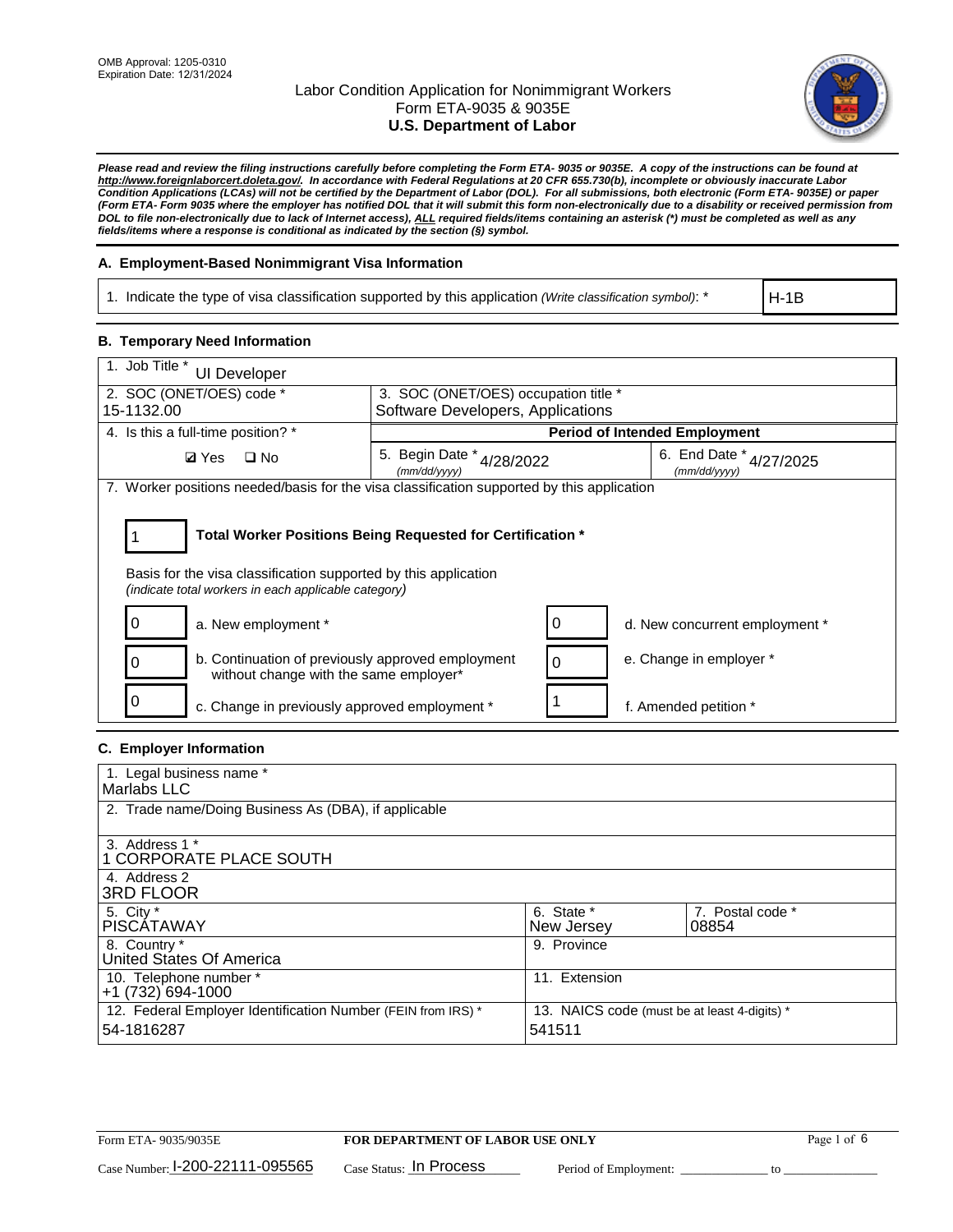OMB Approval: 1205-0310
Expiration Date: 12/31/2024

# Labor Condition Application for Nonimmigrant Workers
## Form ETA-9035 & 9035E
## U.S. Department of Labor

***Please read and review the filing instructions carefully before completing the Form ETA- 9035 or 9035E. A copy of the instructions can be found at http://www.foreignlaborcert.doleta.gov/. In accordance with Federal Regulations at 20 CFR 655.730(b), incomplete or obviously inaccurate Labor Condition Applications (LCAs) will not be certified by the Department of Labor (DOL). For all submissions, both electronic (Form ETA- 9035E) or paper (Form ETA- Form 9035 where the employer has notified DOL that it will submit this form non-electronically due to a disability or received permission from DOL to file non-electronically due to lack of Internet access), ALL required fields/items containing an asterisk (*) must be completed as well as any fields/items where a response is conditional as indicated by the section (§) symbol.***

### A. Employment-Based Nonimmigrant Visa Information

| 1. Indicate the type of visa classification supported by this application *(Write classification symbol)*: * | H-1B |
|---|---|

### B. Temporary Need Information

| 1. Job Title * UI Developer | | |
|---|---|---|
| 2. SOC (ONET/OES) code * 15-1132.00 | 3. SOC (ONET/OES) occupation title * Software Developers, Applications | |
| 4. Is this a full-time position? * | **Period of Intended Employment** | |
| ☑ Yes ☐ No | 5. Begin Date * *(mm/dd/yyyy)* 4/28/2022 | 6. End Date * *(mm/dd/yyyy)* 4/27/2025 |

7. Worker positions needed/basis for the visa classification supported by this application

1 **Total Worker Positions Being Requested for Certification ***

Basis for the visa classification supported by this application
*(indicate total workers in each applicable category)*

| | | | |
|---|---|---|---|
| 0 | a. New employment * | 0 | d. New concurrent employment * |
| 0 | b. Continuation of previously approved employment without change with the same employer* | 0 | e. Change in employer * |
| 0 | c. Change in previously approved employment * | 1 | f. Amended petition * |

### C. Employer Information

| | | |
|---|---|---|
| 1. Legal business name * Marlabs LLC | | |
| 2. Trade name/Doing Business As (DBA), if applicable | | |
| 3. Address 1 * 1 CORPORATE PLACE SOUTH | | |
| 4. Address 2 3RD FLOOR | | |
| 5. City * PISCATAWAY | 6. State * New Jersey | 7. Postal code * 08854 |
| 8. Country * United States Of America | 9. Province | |
| 10. Telephone number * +1 (732) 694-1000 | 11. Extension | |
| 12. Federal Employer Identification Number (FEIN from IRS) * 54-1816287 | 13. NAICS code (must be at least 4-digits) * 541511 | |

Form ETA- 9035/9035E | **FOR DEPARTMENT OF LABOR USE ONLY**

Case Number: I-200-22111-095565 Case Status: In Process Period of Employment: _____________ to _____________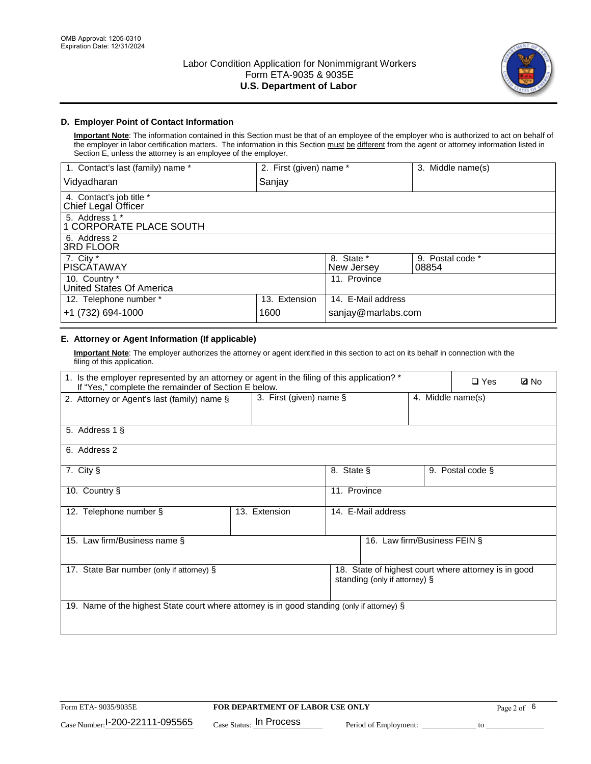## D. Employer Point of Contact Information

**Important Note**: The information contained in this Section must be that of an employee of the employer who is authorized to act on behalf of the employer in labor certification matters. The information in this Section must be different from the agent or attorney information listed in Section E, unless the attorney is an employee of the employer.

| 1. Contact's last (family) name * | 2. First (given) name * | 3. Middle name(s) |
|---|---|---|
| Vidyadharan | Sanjay | |

| 4. Contact's job title * |
|---|
| Chief Legal Officer |

| 5. Address 1 * |
|---|
| 1 CORPORATE PLACE SOUTH |

| 6. Address 2 |
|---|
| 3RD FLOOR |

| 7. City * | 8. State * | 9. Postal code * |
|---|---|---|
| PISCATAWAY | New Jersey | 08854 |

| 10. Country * | 11. Province |
|---|---|
| United States Of America | |

| 12. Telephone number * | 13. Extension | 14. E-Mail address |
|---|---|---|
| +1 (732) 694-1000 | 1600 | sanjay@marlabs.com |

## E. Attorney or Agent Information (If applicable)

**Important Note**: The employer authorizes the attorney or agent identified in this section to act on its behalf in connection with the filing of this application.

| 1. Is the employer represented by an attorney or agent in the filing of this application? * If "Yes," complete the remainder of Section E below. | ☐ Yes | ☑ No |
|---|---|---|

| 2. Attorney or Agent's last (family) name § | 3. First (given) name § | 4. Middle name(s) |
|---|---|---|
| | | |

| 5. Address 1 § |
|---|
| |

| 6. Address 2 |
|---|
| |

| 7. City § | 8. State § | 9. Postal code § |
|---|---|---|
| | | |

| 10. Country § | 11. Province |
|---|---|
| | |

| 12. Telephone number § | 13. Extension | 14. E-Mail address |
|---|---|---|
| | | |

| 15. Law firm/Business name § | 16. Law firm/Business FEIN § |
|---|---|
| | |

| 17. State Bar number (only if attorney) § | 18. State of highest court where attorney is in good standing (only if attorney) § |
|---|---|
| | |

| 19. Name of the highest State court where attorney is in good standing (only if attorney) § |
|---|
| |

Form ETA- 9035/9035E | FOR DEPARTMENT OF LABOR USE ONLY

Case Number: I-200-22111-095565 Case Status: In Process Period of Employment: _____________ to _____________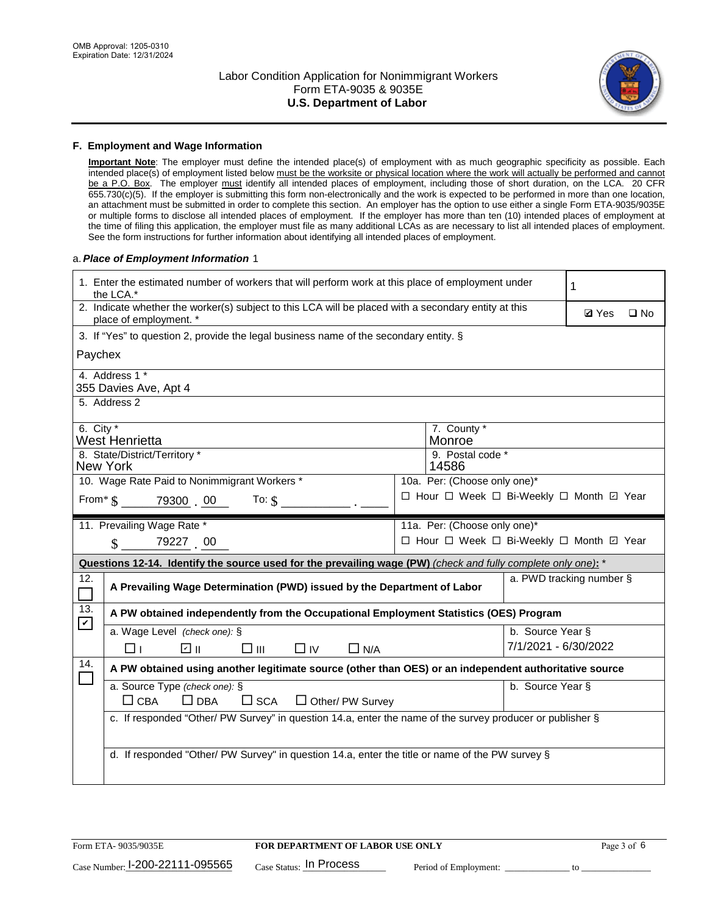OMB Approval: 1205-0310
Expiration Date: 12/31/2024

# Labor Condition Application for Nonimmigrant Workers
## Form ETA-9035 & 9035E
## U.S. Department of Labor

### F. Employment and Wage Information

**Important Note**: The employer must define the intended place(s) of employment with as much geographic specificity as possible. Each intended place(s) of employment listed below must be the worksite or physical location where the work will actually be performed and cannot be a P.O. Box. The employer must identify all intended places of employment, including those of short duration, on the LCA. 20 CFR 655.730(c)(5). If the employer is submitting this form non-electronically and the work is expected to be performed in more than one location, an attachment must be submitted in order to complete this section. An employer has the option to use either a single Form ETA-9035/9035E or multiple forms to disclose all intended places of employment. If the employer has more than ten (10) intended places of employment at the time of filing this application, the employer must file as many additional LCAs as are necessary to list all intended places of employment. See the form instructions for further information about identifying all intended places of employment.

a. *Place of Employment Information* 1

| | |
|---|---|
| 1. Enter the estimated number of workers that will perform work at this place of employment under the LCA.* | 1 |
| 2. Indicate whether the worker(s) subject to this LCA will be placed with a secondary entity at this place of employment. * | ☑ Yes ☐ No |
| 3. If "Yes" to question 2, provide the legal business name of the secondary entity. § Paychex | |
| 4. Address 1 * 355 Davies Ave, Apt 4 | |
| 5. Address 2 | |
| 6. City * West Henrietta | 7. County * Monroe |
| 8. State/District/Territory * New York | 9. Postal code * 14586 |
| 10. Wage Rate Paid to Nonimmigrant Workers * From* $ 79300 . 00 To: $ ______ . ____ | 10a. Per: (Choose only one)* ☐ Hour ☐ Week ☐ Bi-Weekly ☐ Month ☑ Year |
| 11. Prevailing Wage Rate * $ 79227 . 00 | 11a. Per: (Choose only one)* ☐ Hour ☐ Week ☐ Bi-Weekly ☐ Month ☑ Year |

**Questions 12-14. Identify the source used for the prevailing wage (PW)** *(check and fully complete only one)*: *

| | | |
|---|---|---|
| 12. ☐ | A Prevailing Wage Determination (PWD) issued by the Department of Labor | a. PWD tracking number § |
| 13. ☑ | A PW obtained independently from the Occupational Employment Statistics (OES) Program | |
| | a. Wage Level *(check one)*: § ☐ I ☑ II ☐ III ☐ IV ☐ N/A | b. Source Year § 7/1/2021 - 6/30/2022 |
| 14. ☐ | A PW obtained using another legitimate source (other than OES) or an independent authoritative source | |
| | a. Source Type *(check one)*: § ☐ CBA ☐ DBA ☐ SCA ☐ Other/ PW Survey | b. Source Year § |
| | c. If responded "Other/ PW Survey" in question 14.a, enter the name of the survey producer or publisher § | |
| | d. If responded "Other/ PW Survey" in question 14.a, enter the title or name of the PW survey § | |

Form ETA- 9035/9035E | **FOR DEPARTMENT OF LABOR USE ONLY**

Case Number: I-200-22111-095565 Case Status: In Process Period of Employment: ____________ to ____________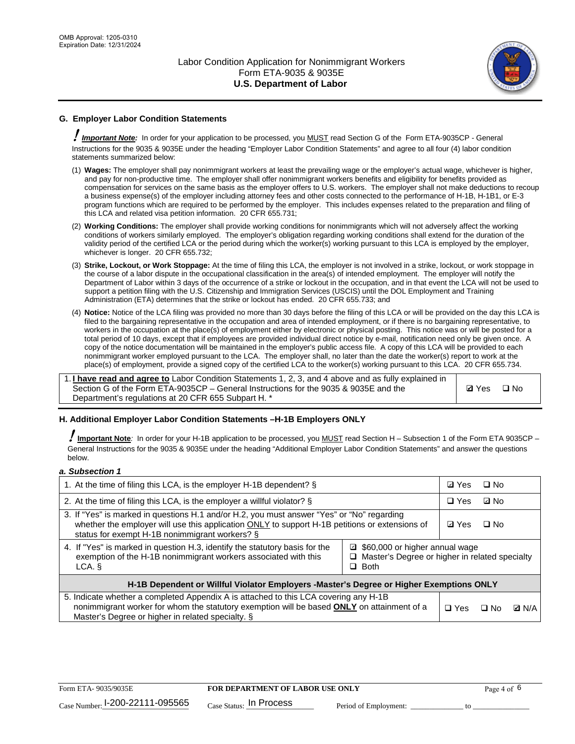## G. Employer Labor Condition Statements

! ***Important Note:*** In order for your application to be processed, you MUST read Section G of the Form ETA-9035CP - General Instructions for the 9035 & 9035E under the heading "Employer Labor Condition Statements" and agree to all four (4) labor condition statements summarized below:

(1) **Wages:** The employer shall pay nonimmigrant workers at least the prevailing wage or the employer's actual wage, whichever is higher, and pay for non-productive time. The employer shall offer nonimmigrant workers benefits and eligibility for benefits provided as compensation for services on the same basis as the employer offers to U.S. workers. The employer shall not make deductions to recoup a business expense(s) of the employer including attorney fees and other costs connected to the performance of H-1B, H-1B1, or E-3 program functions which are required to be performed by the employer. This includes expenses related to the preparation and filing of this LCA and related visa petition information. 20 CFR 655.731;

(2) **Working Conditions:** The employer shall provide working conditions for nonimmigrants which will not adversely affect the working conditions of workers similarly employed. The employer's obligation regarding working conditions shall extend for the duration of the validity period of the certified LCA or the period during which the worker(s) working pursuant to this LCA is employed by the employer, whichever is longer. 20 CFR 655.732;

(3) **Strike, Lockout, or Work Stoppage:** At the time of filing this LCA, the employer is not involved in a strike, lockout, or work stoppage in the course of a labor dispute in the occupational classification in the area(s) of intended employment. The employer will notify the Department of Labor within 3 days of the occurrence of a strike or lockout in the occupation, and in that event the LCA will not be used to support a petition filing with the U.S. Citizenship and Immigration Services (USCIS) until the DOL Employment and Training Administration (ETA) determines that the strike or lockout has ended. 20 CFR 655.733; and

(4) **Notice:** Notice of the LCA filing was provided no more than 30 days before the filing of this LCA or will be provided on the day this LCA is filed to the bargaining representative in the occupation and area of intended employment, or if there is no bargaining representative, to workers in the occupation at the place(s) of employment either by electronic or physical posting. This notice was or will be posted for a total period of 10 days, except that if employees are provided individual direct notice by e-mail, notification need only be given once. A copy of the notice documentation will be maintained in the employer's public access file. A copy of this LCA will be provided to each nonimmigrant worker employed pursuant to the LCA. The employer shall, no later than the date the worker(s) report to work at the place(s) of employment, provide a signed copy of the certified LCA to the worker(s) working pursuant to this LCA. 20 CFR 655.734.

| | |
|---|---|
| 1. **I have read and agree to** Labor Condition Statements 1, 2, 3, and 4 above and as fully explained in Section G of the Form ETA-9035CP – General Instructions for the 9035 & 9035E and the Department's regulations at 20 CFR 655 Subpart H. * | ☑ Yes ☐ No |

## H. Additional Employer Labor Condition Statements –H-1B Employers ONLY

! **Important Note**: In order for your H-1B application to be processed, you MUST read Section H – Subsection 1 of the Form ETA 9035CP – General Instructions for the 9035 & 9035E under the heading "Additional Employer Labor Condition Statements" and answer the questions below.

*a. Subsection 1*

| | |
|---|---|
| 1. At the time of filing this LCA, is the employer H-1B dependent? § | ☑ Yes ☐ No |
| 2. At the time of filing this LCA, is the employer a willful violator? § | ☐ Yes ☑ No |
| 3. If "Yes" is marked in questions H.1 and/or H.2, you must answer "Yes" or "No" regarding whether the employer will use this application ONLY to support H-1B petitions or extensions of status for exempt H-1B nonimmigrant workers? § | ☑ Yes ☐ No |
| 4. If "Yes" is marked in question H.3, identify the statutory basis for the exemption of the H-1B nonimmigrant workers associated with this LCA. § | ☑ \$60,000 or higher annual wage<br>☐ Master's Degree or higher in related specialty<br>☐ Both |
| **H-1B Dependent or Willful Violator Employers -Master's Degree or Higher Exemptions ONLY** | |
| 5. Indicate whether a completed Appendix A is attached to this LCA covering any H-1B nonimmigrant worker for whom the statutory exemption will be based **ONLY** on attainment of a Master's Degree or higher in related specialty. § | ☐ Yes ☐ No ☑ N/A |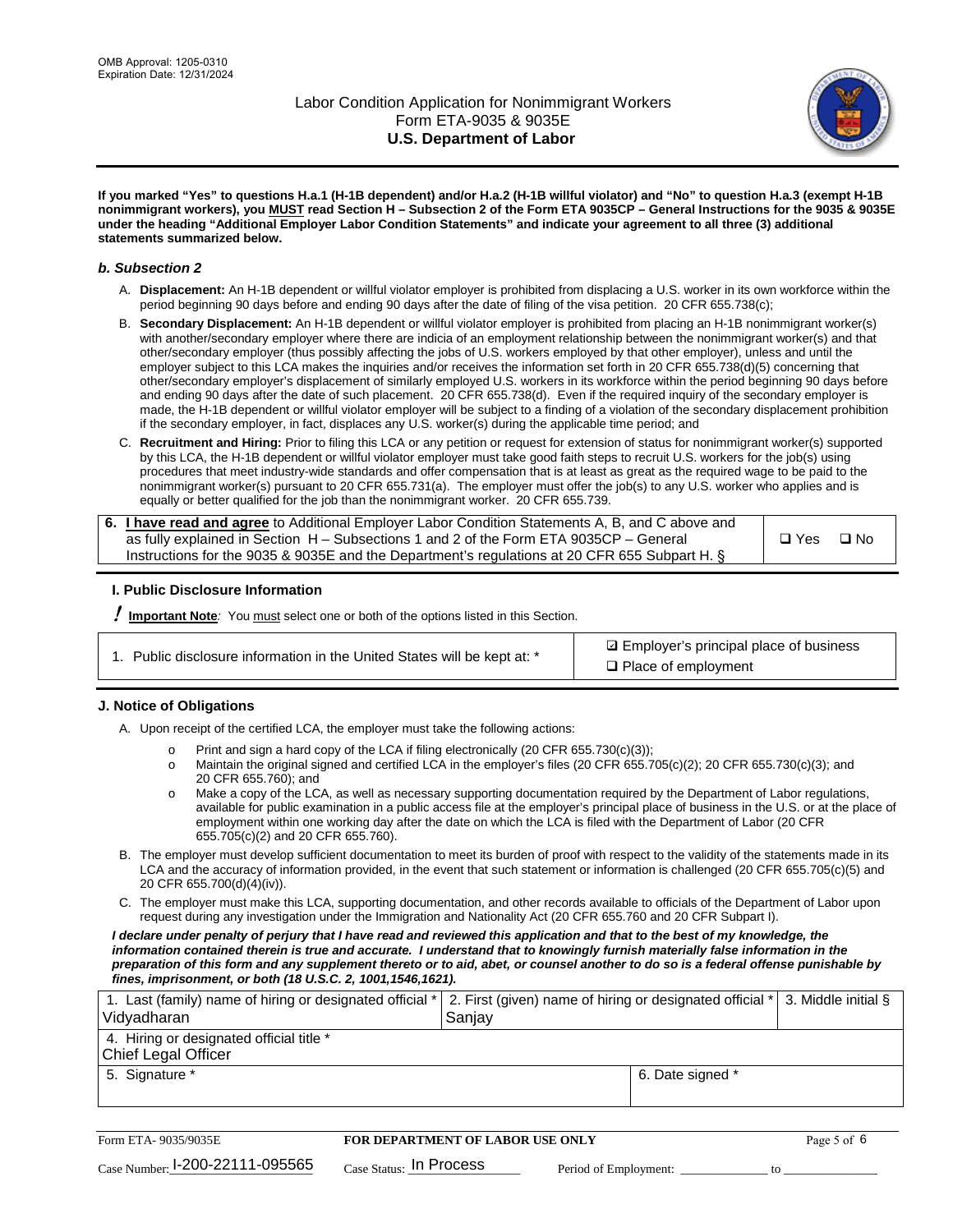If you marked "Yes" to questions H.a.1 (H-1B dependent) and/or H.a.2 (H-1B willful violator) and "No" to question H.a.3 (exempt H-1B nonimmigrant workers), you MUST read Section H – Subsection 2 of the Form ETA 9035CP – General Instructions for the 9035 & 9035E under the heading "Additional Employer Labor Condition Statements" and indicate your agreement to all three (3) additional statements summarized below.

### b. Subsection 2

A. **Displacement:** An H-1B dependent or willful violator employer is prohibited from displacing a U.S. worker in its own workforce within the period beginning 90 days before and ending 90 days after the date of filing of the visa petition. 20 CFR 655.738(c);

B. **Secondary Displacement:** An H-1B dependent or willful violator employer is prohibited from placing an H-1B nonimmigrant worker(s) with another/secondary employer where there are indicia of an employment relationship between the nonimmigrant worker(s) and that other/secondary employer (thus possibly affecting the jobs of U.S. workers employed by that other employer), unless and until the employer subject to this LCA makes the inquiries and/or receives the information set forth in 20 CFR 655.738(d)(5) concerning that other/secondary employer's displacement of similarly employed U.S. workers in its workforce within the period beginning 90 days before and ending 90 days after the date of such placement. 20 CFR 655.738(d). Even if the required inquiry of the secondary employer is made, the H-1B dependent or willful violator employer will be subject to a finding of a violation of the secondary displacement prohibition if the secondary employer, in fact, displaces any U.S. worker(s) during the applicable time period; and

C. **Recruitment and Hiring:** Prior to filing this LCA or any petition or request for extension of status for nonimmigrant worker(s) supported by this LCA, the H-1B dependent or willful violator employer must take good faith steps to recruit U.S. workers for the job(s) using procedures that meet industry-wide standards and offer compensation that is at least as great as the required wage to be paid to the nonimmigrant worker(s) pursuant to 20 CFR 655.731(a). The employer must offer the job(s) to any U.S. worker who applies and is equally or better qualified for the job than the nonimmigrant worker. 20 CFR 655.739.

| 6. **I have read and agree** to Additional Employer Labor Condition Statements A, B, and C above and as fully explained in Section H – Subsections 1 and 2 of the Form ETA 9035CP – General Instructions for the 9035 & 9035E and the Department's regulations at 20 CFR 655 Subpart H. § | ❑ Yes ❑ No |
|---|---|

### I. Public Disclosure Information

**! Important Note:** You must select one or both of the options listed in this Section.

| 1. Public disclosure information in the United States will be kept at: * | ☑ Employer's principal place of business<br>❑ Place of employment |
|---|---|

### J. Notice of Obligations

A. Upon receipt of the certified LCA, the employer must take the following actions:

- o Print and sign a hard copy of the LCA if filing electronically (20 CFR 655.730(c)(3));
- o Maintain the original signed and certified LCA in the employer's files (20 CFR 655.705(c)(2); 20 CFR 655.730(c)(3); and 20 CFR 655.760); and
- o Make a copy of the LCA, as well as necessary supporting documentation required by the Department of Labor regulations, available for public examination in a public access file at the employer's principal place of business in the U.S. or at the place of employment within one working day after the date on which the LCA is filed with the Department of Labor (20 CFR 655.705(c)(2) and 20 CFR 655.760).

B. The employer must develop sufficient documentation to meet its burden of proof with respect to the validity of the statements made in its LCA and the accuracy of information provided, in the event that such statement or information is challenged (20 CFR 655.705(c)(5) and 20 CFR 655.700(d)(4)(iv)).

C. The employer must make this LCA, supporting documentation, and other records available to officials of the Department of Labor upon request during any investigation under the Immigration and Nationality Act (20 CFR 655.760 and 20 CFR Subpart I).

***I declare under penalty of perjury that I have read and reviewed this application and that to the best of my knowledge, the information contained therein is true and accurate. I understand that to knowingly furnish materially false information in the preparation of this form and any supplement thereto or to aid, abet, or counsel another to do so is a federal offense punishable by fines, imprisonment, or both (18 U.S.C. 2, 1001,1546,1621).***

| 1. Last (family) name of hiring or designated official * Vidyadharan | 2. First (given) name of hiring or designated official * Sanjay | 3. Middle initial § |
|---|---|---|
| 4. Hiring or designated official title * Chief Legal Officer | | |
| 5. Signature * | 6. Date signed * | |

Form ETA- 9035/9035E | **FOR DEPARTMENT OF LABOR USE ONLY**

Case Number: I-200-22111-095565 Case Status: In Process Period of Employment: _____________ to _____________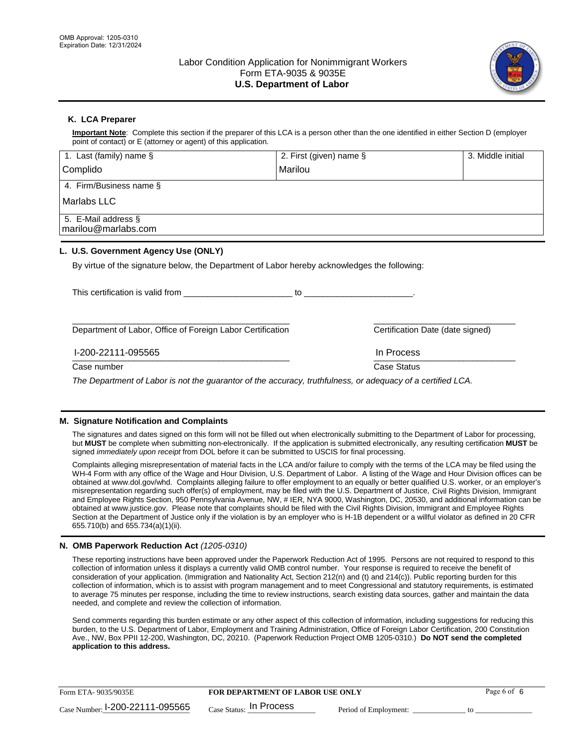OMB Approval: 1205-0310
Expiration Date: 12/31/2024

# Labor Condition Application for Nonimmigrant Workers
## Form ETA-9035 & 9035E
## U.S. Department of Labor

### K. LCA Preparer

**Important Note**: Complete this section if the preparer of this LCA is a person other than the one identified in either Section D (employer point of contact) or E (attorney or agent) of this application.

| 1. Last (family) name § | 2. First (given) name § | 3. Middle initial |
|---|---|---|
| Complido | Marilou | |

| 4. Firm/Business name § |
|---|
| Marlabs LLC |

| 5. E-Mail address § |
|---|
| marilou@marlabs.com |

### L. U.S. Government Agency Use (ONLY)

By virtue of the signature below, the Department of Labor hereby acknowledges the following:

This certification is valid from ______________________ to ______________________.

______________________________________________ ______________________________
Department of Labor, Office of Foreign Labor Certification    Certification Date (date signed)

I-200-22111-095565    In Process
Case number    Case Status

*The Department of Labor is not the guarantor of the accuracy, truthfulness, or adequacy of a certified LCA.*

### M. Signature Notification and Complaints

The signatures and dates signed on this form will not be filled out when electronically submitting to the Department of Labor for processing, but **MUST** be complete when submitting non-electronically. If the application is submitted electronically, any resulting certification **MUST** be signed *immediately upon receipt* from DOL before it can be submitted to USCIS for final processing.

Complaints alleging misrepresentation of material facts in the LCA and/or failure to comply with the terms of the LCA may be filed using the WH-4 Form with any office of the Wage and Hour Division, U.S. Department of Labor. A listing of the Wage and Hour Division offices can be obtained at www.dol.gov/whd. Complaints alleging failure to offer employment to an equally or better qualified U.S. worker, or an employer's misrepresentation regarding such offer(s) of employment, may be filed with the U.S. Department of Justice, Civil Rights Division, Immigrant and Employee Rights Section, 950 Pennsylvania Avenue, NW, # IER, NYA 9000, Washington, DC, 20530, and additional information can be obtained at www.justice.gov. Please note that complaints should be filed with the Civil Rights Division, Immigrant and Employee Rights Section at the Department of Justice only if the violation is by an employer who is H-1B dependent or a willful violator as defined in 20 CFR 655.710(b) and 655.734(a)(1)(ii).

### N. OMB Paperwork Reduction Act *(1205-0310)*

These reporting instructions have been approved under the Paperwork Reduction Act of 1995. Persons are not required to respond to this collection of information unless it displays a currently valid OMB control number. Your response is required to receive the benefit of consideration of your application. (Immigration and Nationality Act, Section 212(n) and (t) and 214(c)). Public reporting burden for this collection of information, which is to assist with program management and to meet Congressional and statutory requirements, is estimated to average 75 minutes per response, including the time to review instructions, search existing data sources, gather and maintain the data needed, and complete and review the collection of information.

Send comments regarding this burden estimate or any other aspect of this collection of information, including suggestions for reducing this burden, to the U.S. Department of Labor, Employment and Training Administration, Office of Foreign Labor Certification, 200 Constitution Ave., NW, Box PPII 12-200, Washington, DC, 20210. (Paperwork Reduction Project OMB 1205-0310.) **Do NOT send the completed application to this address.**

Form ETA- 9035/9035E    **FOR DEPARTMENT OF LABOR USE ONLY**

Case Number: I-200-22111-095565    Case Status: In Process    Period of Employment: ____________ to ______________